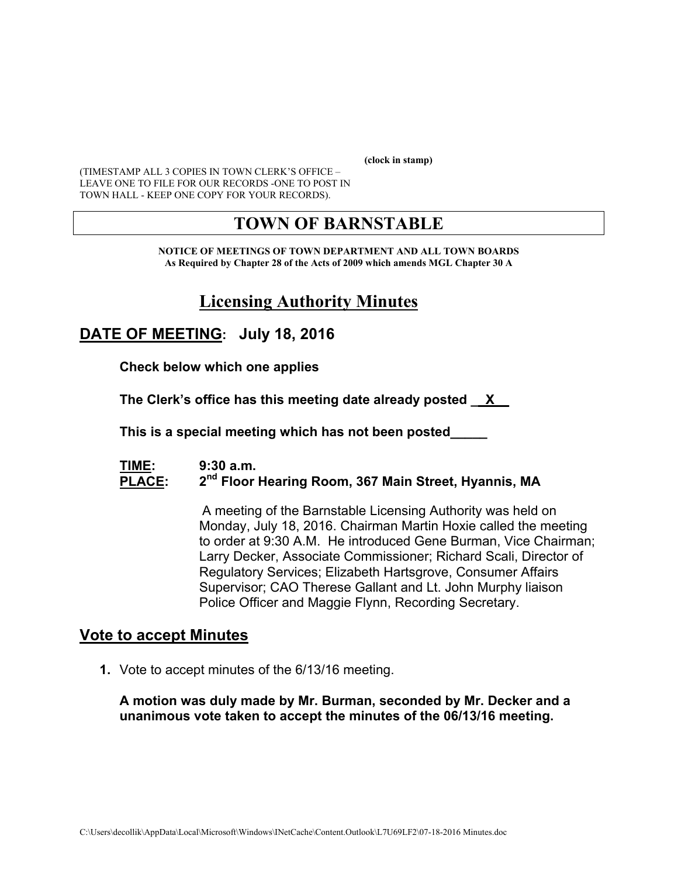(clock in stamp)

(TIMESTAMP ALL 3 COPIES IN TOWN CLERK'S OFFICE – LEAVE ONE TO FILE FOR OUR RECORDS -ONE TO POST IN TOWN HALL - KEEP ONE COPY FOR YOUR RECORDS).

# TOWN OF BARNSTABLE

**NOTICE OF MEETINGS OF TOWN DEPARTMENT AND ALL TOWN BOARDS**
**As Required by Chapter 28 of the Acts of 2009 which amends MGL Chapter 30 A**

## Licensing Authority Minutes

## DATE OF MEETING: July 18, 2016

**Check below which one applies**

**The Clerk's office has this meeting date already posted \_\_X\_\_**

**This is a special meeting which has not been posted\_\_\_\_\_**

**TIME:** 9:30 a.m.
**PLACE:** 2nd Floor Hearing Room, 367 Main Street, Hyannis, MA

A meeting of the Barnstable Licensing Authority was held on Monday, July 18, 2016. Chairman Martin Hoxie called the meeting to order at 9:30 A.M. He introduced Gene Burman, Vice Chairman; Larry Decker, Associate Commissioner; Richard Scali, Director of Regulatory Services; Elizabeth Hartsgrove, Consumer Affairs Supervisor; CAO Therese Gallant and Lt. John Murphy liaison Police Officer and Maggie Flynn, Recording Secretary.

## Vote to accept Minutes

1. Vote to accept minutes of the 6/13/16 meeting.

**A motion was duly made by Mr. Burman, seconded by Mr. Decker and a unanimous vote taken to accept the minutes of the 06/13/16 meeting.**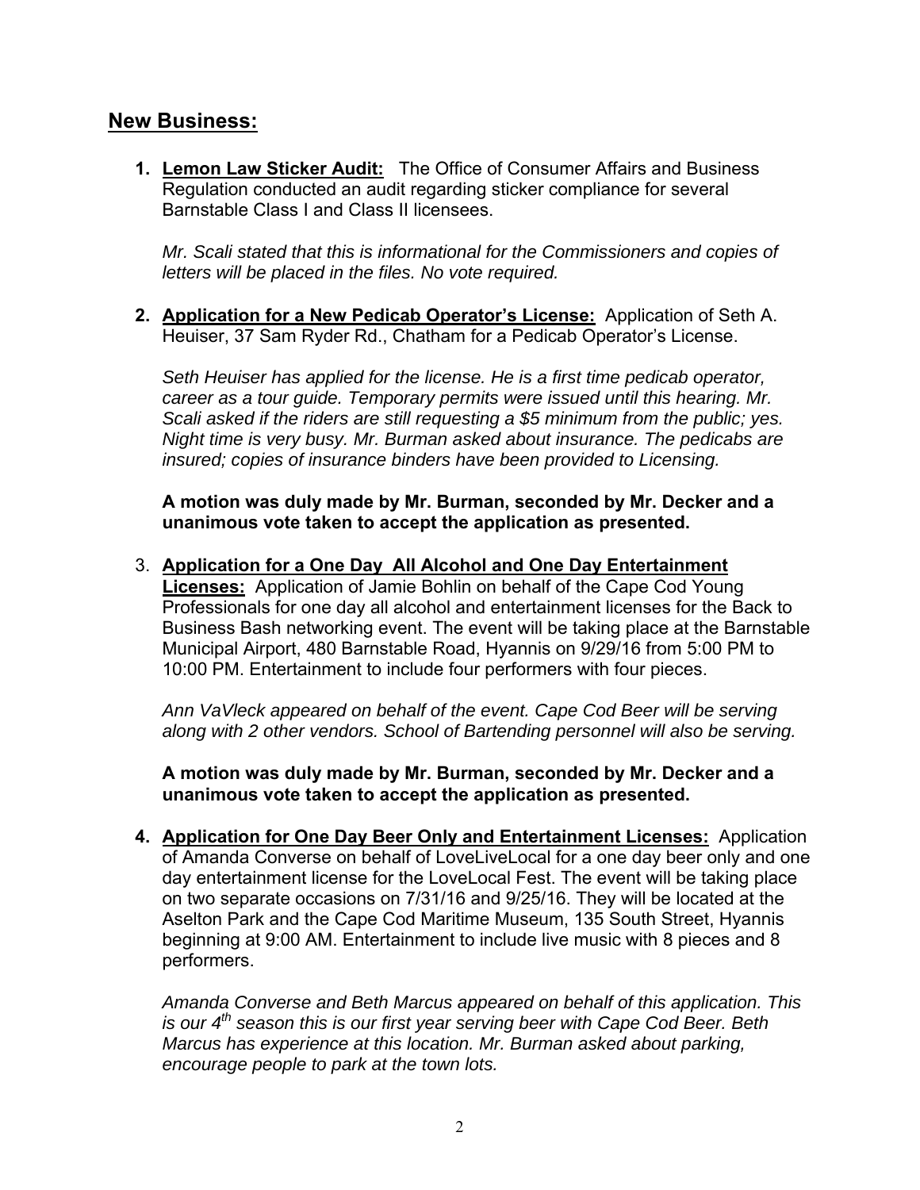## New Business:

1. **Lemon Law Sticker Audit:** The Office of Consumer Affairs and Business Regulation conducted an audit regarding sticker compliance for several Barnstable Class I and Class II licensees.

   *Mr. Scali stated that this is informational for the Commissioners and copies of letters will be placed in the files. No vote required.*

2. **Application for a New Pedicab Operator's License:** Application of Seth A. Heuiser, 37 Sam Ryder Rd., Chatham for a Pedicab Operator's License.

   *Seth Heuiser has applied for the license. He is a first time pedicab operator, career as a tour guide. Temporary permits were issued until this hearing. Mr. Scali asked if the riders are still requesting a $5 minimum from the public; yes. Night time is very busy. Mr. Burman asked about insurance. The pedicabs are insured; copies of insurance binders have been provided to Licensing.*

   **A motion was duly made by Mr. Burman, seconded by Mr. Decker and a unanimous vote taken to accept the application as presented.**

3. **Application for a One Day All Alcohol and One Day Entertainment Licenses:** Application of Jamie Bohlin on behalf of the Cape Cod Young Professionals for one day all alcohol and entertainment licenses for the Back to Business Bash networking event. The event will be taking place at the Barnstable Municipal Airport, 480 Barnstable Road, Hyannis on 9/29/16 from 5:00 PM to 10:00 PM. Entertainment to include four performers with four pieces.

   *Ann VaVleck appeared on behalf of the event. Cape Cod Beer will be serving along with 2 other vendors. School of Bartending personnel will also be serving.*

   **A motion was duly made by Mr. Burman, seconded by Mr. Decker and a unanimous vote taken to accept the application as presented.**

4. **Application for One Day Beer Only and Entertainment Licenses:** Application of Amanda Converse on behalf of LoveLiveLocal for a one day beer only and one day entertainment license for the LoveLocal Fest. The event will be taking place on two separate occasions on 7/31/16 and 9/25/16. They will be located at the Aselton Park and the Cape Cod Maritime Museum, 135 South Street, Hyannis beginning at 9:00 AM. Entertainment to include live music with 8 pieces and 8 performers.

   *Amanda Converse and Beth Marcus appeared on behalf of this application. This is our 4th season this is our first year serving beer with Cape Cod Beer. Beth Marcus has experience at this location. Mr. Burman asked about parking, encourage people to park at the town lots.*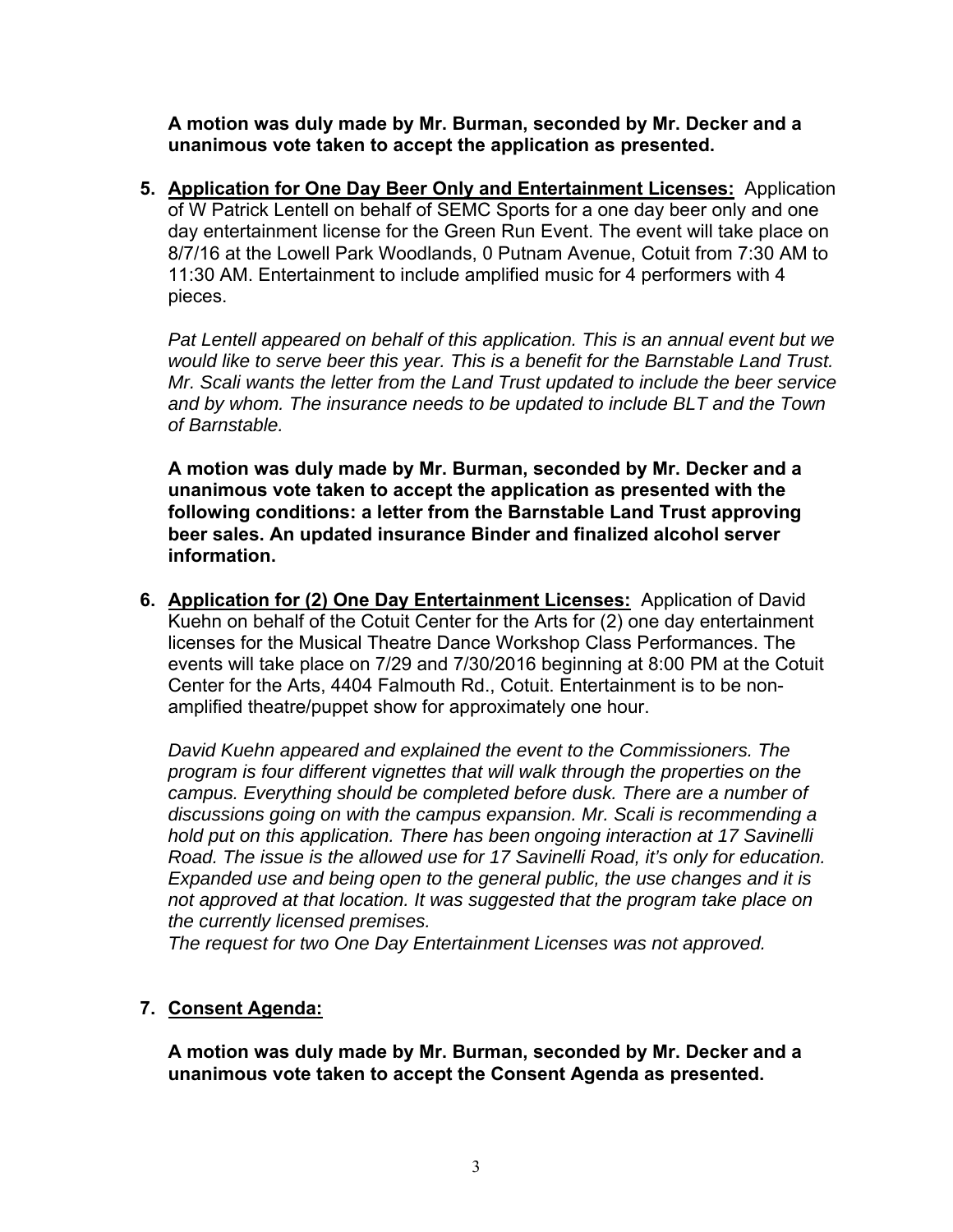**A motion was duly made by Mr. Burman, seconded by Mr. Decker and a unanimous vote taken to accept the application as presented.**

5. **<u>Application for One Day Beer Only and Entertainment Licenses:</u>** Application of W Patrick Lentell on behalf of SEMC Sports for a one day beer only and one day entertainment license for the Green Run Event. The event will take place on 8/7/16 at the Lowell Park Woodlands, 0 Putnam Avenue, Cotuit from 7:30 AM to 11:30 AM. Entertainment to include amplified music for 4 performers with 4 pieces.

   *Pat Lentell appeared on behalf of this application. This is an annual event but we would like to serve beer this year. This is a benefit for the Barnstable Land Trust. Mr. Scali wants the letter from the Land Trust updated to include the beer service and by whom. The insurance needs to be updated to include BLT and the Town of Barnstable.*

   **A motion was duly made by Mr. Burman, seconded by Mr. Decker and a unanimous vote taken to accept the application as presented with the following conditions: a letter from the Barnstable Land Trust approving beer sales. An updated insurance Binder and finalized alcohol server information.**

6. **<u>Application for (2) One Day Entertainment Licenses:</u>** Application of David Kuehn on behalf of the Cotuit Center for the Arts for (2) one day entertainment licenses for the Musical Theatre Dance Workshop Class Performances. The events will take place on 7/29 and 7/30/2016 beginning at 8:00 PM at the Cotuit Center for the Arts, 4404 Falmouth Rd., Cotuit. Entertainment is to be non-amplified theatre/puppet show for approximately one hour.

   *David Kuehn appeared and explained the event to the Commissioners. The program is four different vignettes that will walk through the properties on the campus. Everything should be completed before dusk. There are a number of discussions going on with the campus expansion. Mr. Scali is recommending a hold put on this application. There has been ongoing interaction at 17 Savinelli Road. The issue is the allowed use for 17 Savinelli Road, it's only for education. Expanded use and being open to the general public, the use changes and it is not approved at that location. It was suggested that the program take place on the currently licensed premises.*
   *The request for two One Day Entertainment Licenses was not approved.*

7. **<u>Consent Agenda:</u>**

   **A motion was duly made by Mr. Burman, seconded by Mr. Decker and a unanimous vote taken to accept the Consent Agenda as presented.**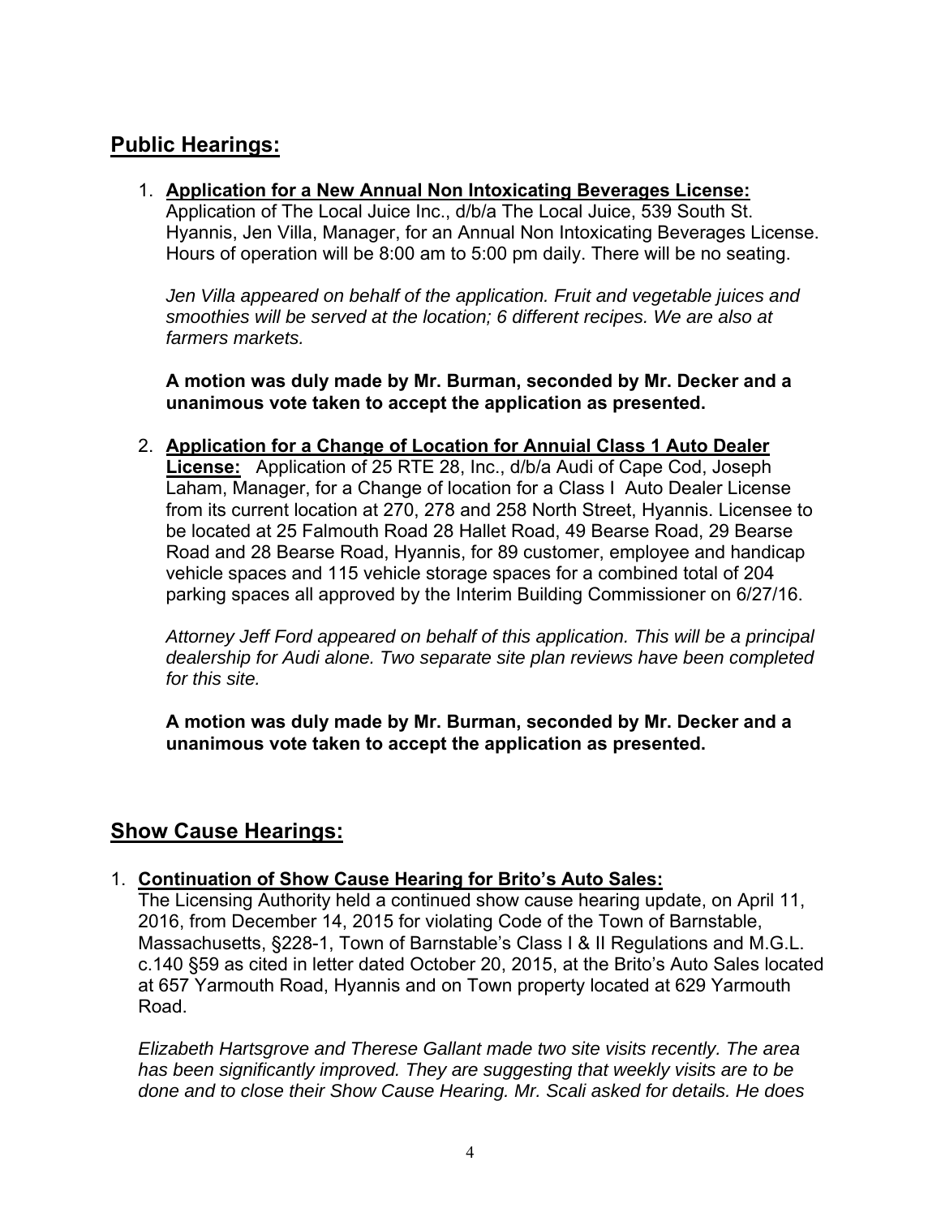## Public Hearings:

1. **Application for a New Annual Non Intoxicating Beverages License:** Application of The Local Juice Inc., d/b/a The Local Juice, 539 South St. Hyannis, Jen Villa, Manager, for an Annual Non Intoxicating Beverages License. Hours of operation will be 8:00 am to 5:00 pm daily. There will be no seating.

   *Jen Villa appeared on behalf of the application. Fruit and vegetable juices and smoothies will be served at the location; 6 different recipes. We are also at farmers markets.*

   **A motion was duly made by Mr. Burman, seconded by Mr. Decker and a unanimous vote taken to accept the application as presented.**

2. **Application for a Change of Location for Annuial Class 1 Auto Dealer License:** Application of 25 RTE 28, Inc., d/b/a Audi of Cape Cod, Joseph Laham, Manager, for a Change of location for a Class I Auto Dealer License from its current location at 270, 278 and 258 North Street, Hyannis. Licensee to be located at 25 Falmouth Road 28 Hallet Road, 49 Bearse Road, 29 Bearse Road and 28 Bearse Road, Hyannis, for 89 customer, employee and handicap vehicle spaces and 115 vehicle storage spaces for a combined total of 204 parking spaces all approved by the Interim Building Commissioner on 6/27/16.

   *Attorney Jeff Ford appeared on behalf of this application. This will be a principal dealership for Audi alone. Two separate site plan reviews have been completed for this site.*

   **A motion was duly made by Mr. Burman, seconded by Mr. Decker and a unanimous vote taken to accept the application as presented.**

## Show Cause Hearings:

1. **Continuation of Show Cause Hearing for Brito's Auto Sales:** The Licensing Authority held a continued show cause hearing update, on April 11, 2016, from December 14, 2015 for violating Code of the Town of Barnstable, Massachusetts, §228-1, Town of Barnstable's Class I & II Regulations and M.G.L. c.140 §59 as cited in letter dated October 20, 2015, at the Brito's Auto Sales located at 657 Yarmouth Road, Hyannis and on Town property located at 629 Yarmouth Road.

   *Elizabeth Hartsgrove and Therese Gallant made two site visits recently. The area has been significantly improved. They are suggesting that weekly visits are to be done and to close their Show Cause Hearing. Mr. Scali asked for details. He does*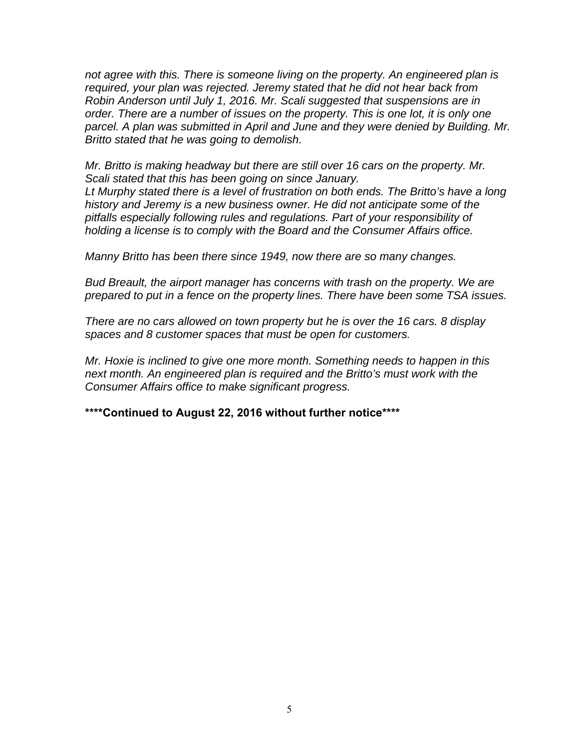*not agree with this. There is someone living on the property. An engineered plan is required, your plan was rejected. Jeremy stated that he did not hear back from Robin Anderson until July 1, 2016. Mr. Scali suggested that suspensions are in order. There are a number of issues on the property. This is one lot, it is only one parcel. A plan was submitted in April and June and they were denied by Building. Mr. Britto stated that he was going to demolish.*

*Mr. Britto is making headway but there are still over 16 cars on the property. Mr. Scali stated that this has been going on since January.*
*Lt Murphy stated there is a level of frustration on both ends. The Britto's have a long history and Jeremy is a new business owner. He did not anticipate some of the pitfalls especially following rules and regulations. Part of your responsibility of holding a license is to comply with the Board and the Consumer Affairs office.*

*Manny Britto has been there since 1949, now there are so many changes.*

*Bud Breault, the airport manager has concerns with trash on the property. We are prepared to put in a fence on the property lines. There have been some TSA issues.*

*There are no cars allowed on town property but he is over the 16 cars. 8 display spaces and 8 customer spaces that must be open for customers.*

*Mr. Hoxie is inclined to give one more month. Something needs to happen in this next month. An engineered plan is required and the Britto's must work with the Consumer Affairs office to make significant progress.*

**\*\*\*\*Continued to August 22, 2016 without further notice\*\*\*\***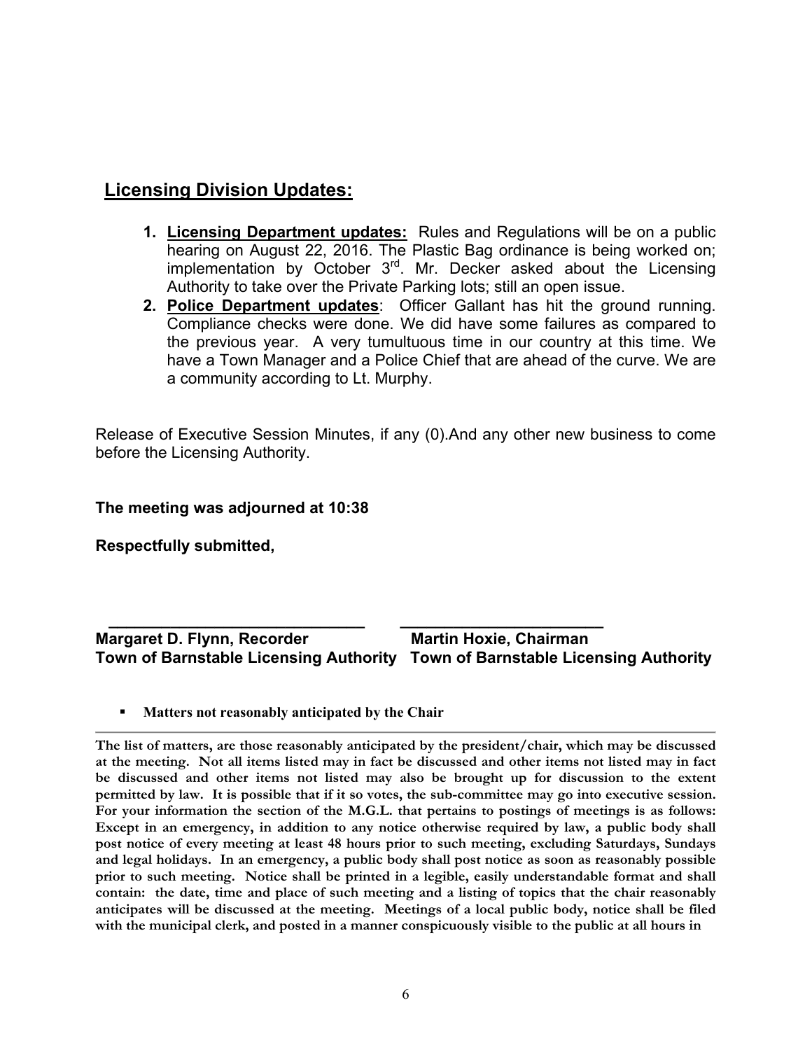## Licensing Division Updates:

1. **Licensing Department updates:** Rules and Regulations will be on a public hearing on August 22, 2016. The Plastic Bag ordinance is being worked on; implementation by October 3rd. Mr. Decker asked about the Licensing Authority to take over the Private Parking lots; still an open issue.
2. **Police Department updates**: Officer Gallant has hit the ground running. Compliance checks were done. We did have some failures as compared to the previous year. A very tumultuous time in our country at this time. We have a Town Manager and a Police Chief that are ahead of the curve. We are a community according to Lt. Murphy.

Release of Executive Session Minutes, if any (0).And any other new business to come before the Licensing Authority.

**The meeting was adjourned at 10:38**

**Respectfully submitted,**

| _____________________________ | _______________________ |
|---|---|
| **Margaret D. Flynn, Recorder** | **Martin Hoxie, Chairman** |
| **Town of Barnstable Licensing Authority** | **Town of Barnstable Licensing Authority** |

- **Matters not reasonably anticipated by the Chair**

---

**The list of matters, are those reasonably anticipated by the president/chair, which may be discussed at the meeting. Not all items listed may in fact be discussed and other items not listed may in fact be discussed and other items not listed may also be brought up for discussion to the extent permitted by law. It is possible that if it so votes, the sub-committee may go into executive session. For your information the section of the M.G.L. that pertains to postings of meetings is as follows: Except in an emergency, in addition to any notice otherwise required by law, a public body shall post notice of every meeting at least 48 hours prior to such meeting, excluding Saturdays, Sundays and legal holidays. In an emergency, a public body shall post notice as soon as reasonably possible prior to such meeting. Notice shall be printed in a legible, easily understandable format and shall contain: the date, time and place of such meeting and a listing of topics that the chair reasonably anticipates will be discussed at the meeting. Meetings of a local public body, notice shall be filed with the municipal clerk, and posted in a manner conspicuously visible to the public at all hours in**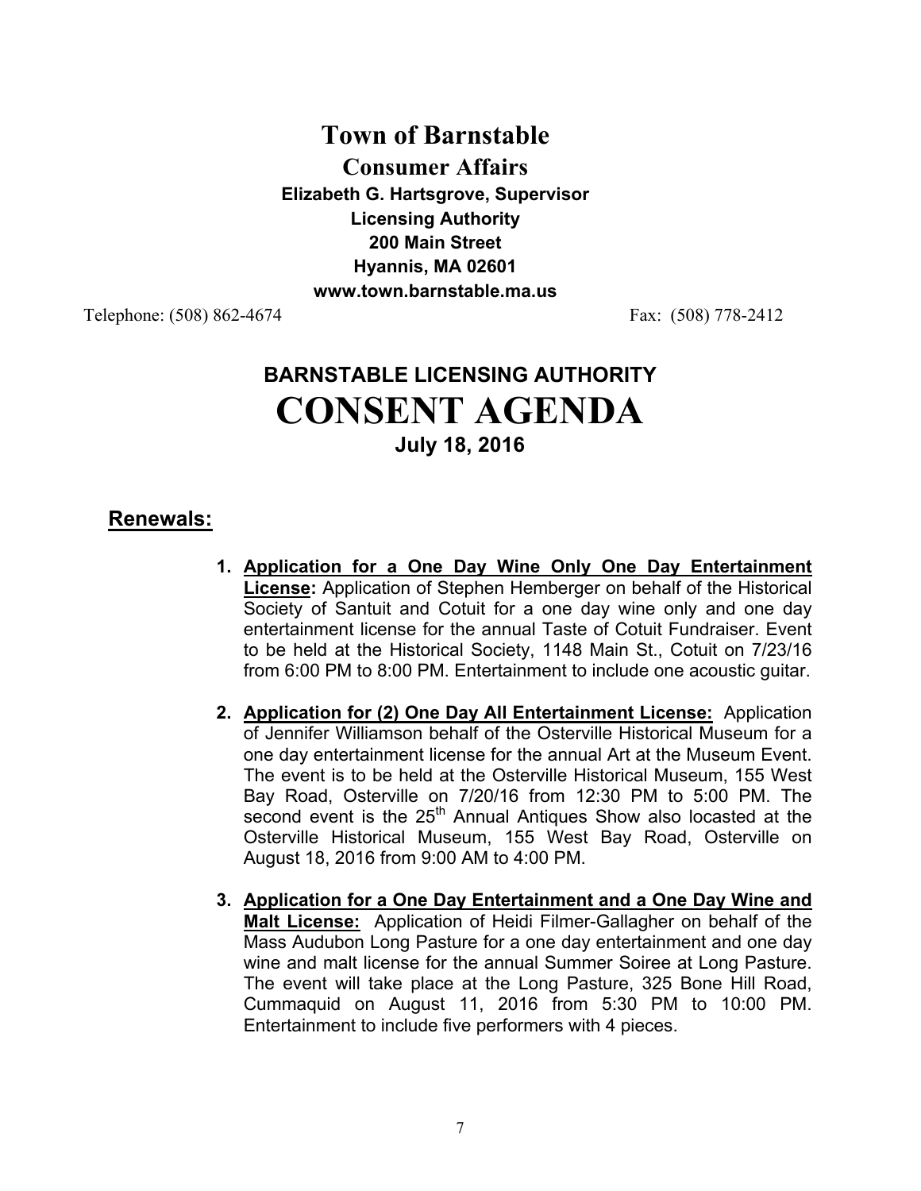# Town of Barnstable

## Consumer Affairs

**Elizabeth G. Hartsgrove, Supervisor**
**Licensing Authority**
**200 Main Street**
**Hyannis, MA 02601**
**www.town.barnstable.ma.us**

Telephone: (508) 862-4674 Fax: (508) 778-2412

# BARNSTABLE LICENSING AUTHORITY

# CONSENT AGENDA

**July 18, 2016**

## Renewals:

1. **Application for a One Day Wine Only One Day Entertainment License:** Application of Stephen Hemberger on behalf of the Historical Society of Santuit and Cotuit for a one day wine only and one day entertainment license for the annual Taste of Cotuit Fundraiser. Event to be held at the Historical Society, 1148 Main St., Cotuit on 7/23/16 from 6:00 PM to 8:00 PM. Entertainment to include one acoustic guitar.

2. **Application for (2) One Day All Entertainment License:** Application of Jennifer Williamson behalf of the Osterville Historical Museum for a one day entertainment license for the annual Art at the Museum Event. The event is to be held at the Osterville Historical Museum, 155 West Bay Road, Osterville on 7/20/16 from 12:30 PM to 5:00 PM. The second event is the 25th Annual Antiques Show also locasted at the Osterville Historical Museum, 155 West Bay Road, Osterville on August 18, 2016 from 9:00 AM to 4:00 PM.

3. **Application for a One Day Entertainment and a One Day Wine and Malt License:** Application of Heidi Filmer-Gallagher on behalf of the Mass Audubon Long Pasture for a one day entertainment and one day wine and malt license for the annual Summer Soiree at Long Pasture. The event will take place at the Long Pasture, 325 Bone Hill Road, Cummaquid on August 11, 2016 from 5:30 PM to 10:00 PM. Entertainment to include five performers with 4 pieces.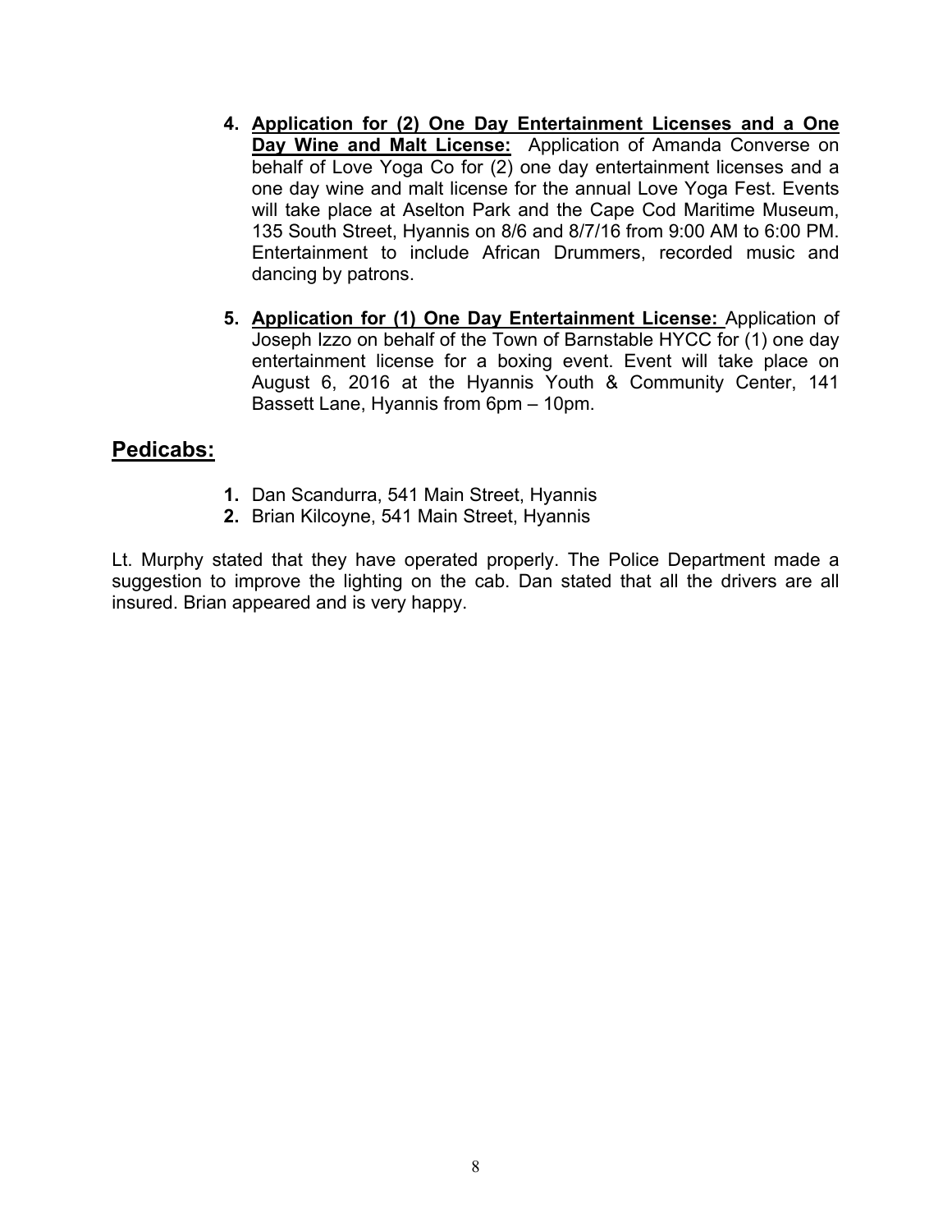4. **Application for (2) One Day Entertainment Licenses and a One Day Wine and Malt License:** Application of Amanda Converse on behalf of Love Yoga Co for (2) one day entertainment licenses and a one day wine and malt license for the annual Love Yoga Fest. Events will take place at Aselton Park and the Cape Cod Maritime Museum, 135 South Street, Hyannis on 8/6 and 8/7/16 from 9:00 AM to 6:00 PM. Entertainment to include African Drummers, recorded music and dancing by patrons.

5. **Application for (1) One Day Entertainment License:** Application of Joseph Izzo on behalf of the Town of Barnstable HYCC for (1) one day entertainment license for a boxing event. Event will take place on August 6, 2016 at the Hyannis Youth & Community Center, 141 Bassett Lane, Hyannis from 6pm – 10pm.

## Pedicabs:

1. Dan Scandurra, 541 Main Street, Hyannis
2. Brian Kilcoyne, 541 Main Street, Hyannis

Lt. Murphy stated that they have operated properly. The Police Department made a suggestion to improve the lighting on the cab. Dan stated that all the drivers are all insured. Brian appeared and is very happy.